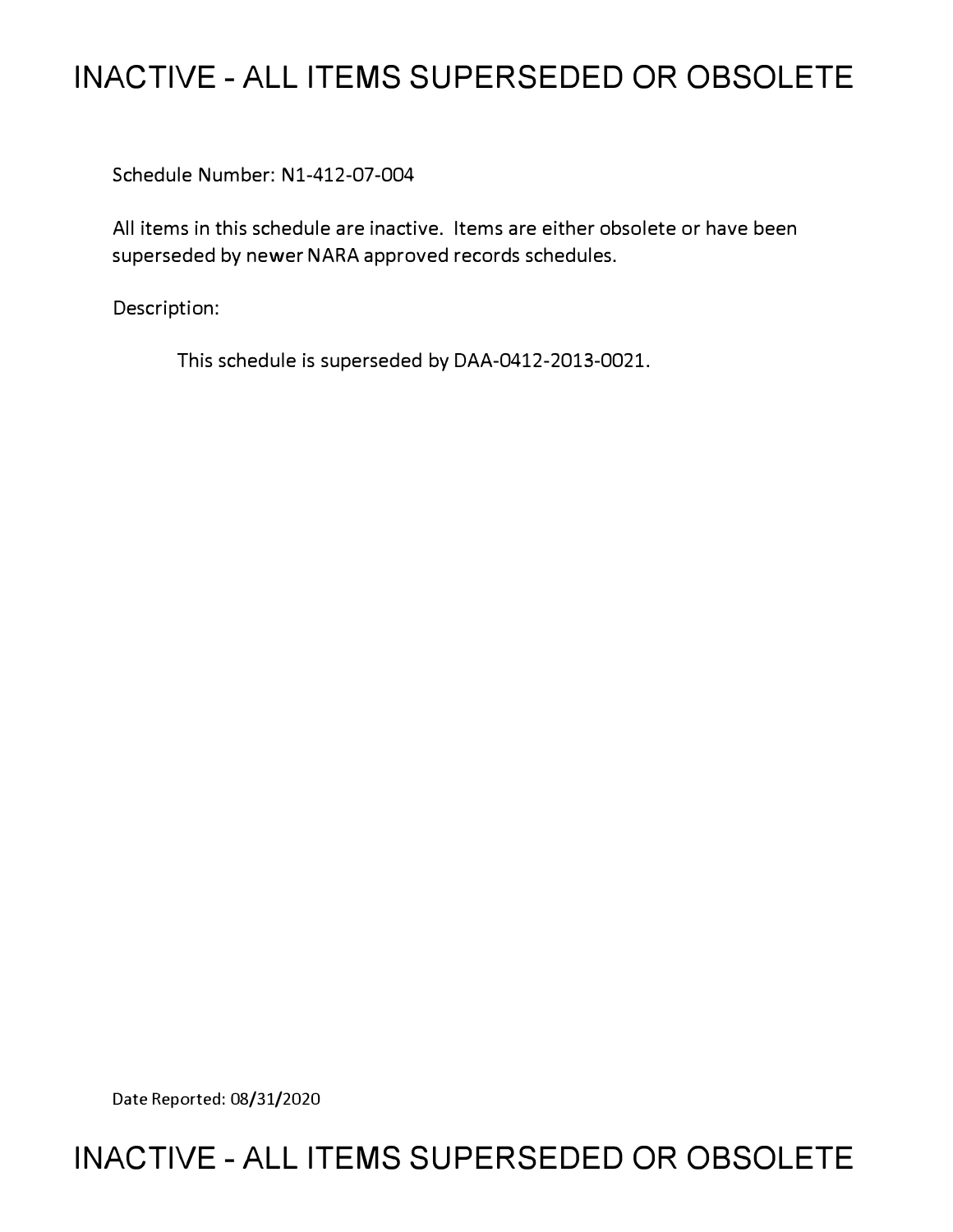# INACTIVE - ALL ITEMS SUPERSEDED OR OBSOLETE

Schedule Number: N1-412-07-004

All items in this schedule are inactive. Items are either obsolete or have been superseded by newer NARA approved records schedules.

Description:

This schedule is superseded by DAA-0412-2013-0021.

Date Reported: 08/31/2020

# INACTIVE - ALL ITEMS SUPERSEDED OR OBSOLETE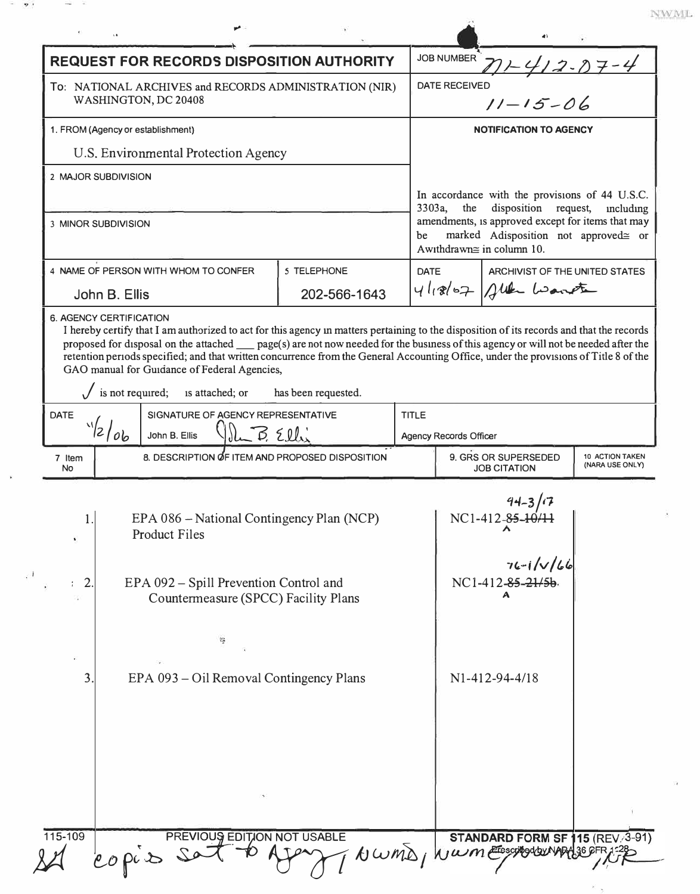NWML

# REQUEST FOR RECORDS DISPOSITION AUTHORITY

**JOB NUMBER** N1-412-07-4

To: NATIONAL ARCHIVES and RECORDS ADMINISTRATION (NIR) WASHINGTON, DC 20408

**DATE RECEIVED** 11-15-06

1. FROM (Agency or establishment)

U.S. Environmental Protection Agency

2. MAJOR SUBDIVISION

3. MINOR SUBDIVISION

**NOTIFICATION TO AGENCY**

In accordance with the provisions of 44 U.S.C. 3303a, the disposition request, including amendments, is approved except for items that may be marked Adisposition not approved≅ or Awithdrawn≅ in column 10.

| 4. NAME OF PERSON WITH WHOM TO CONFER | 5. TELEPHONE | DATE | ARCHIVIST OF THE UNITED STATES |
|---|---|---|---|
| John B. Ellis | 202-566-1643 | 4/18/07 | Allen Weinstein |

6. AGENCY CERTIFICATION

I hereby certify that I am authorized to act for this agency in matters pertaining to the disposition of its records and that the records proposed for disposal on the attached ___ page(s) are not now needed for the business of this agency or will not be needed after the retention periods specified; and that written concurrence from the General Accounting Office, under the provisions of Title 8 of the GAO manual for Guidance of Federal Agencies,

✓ is not required; is attached; or has been requested.

| DATE | SIGNATURE OF AGENCY REPRESENTATIVE | TITLE |
|---|---|---|
| 11/2/06 | John B. Ellis | Agency Records Officer |

| 7. Item No | 8. DESCRIPTION OF ITEM AND PROPOSED DISPOSITION | 9. GRS OR SUPERSEDED JOB CITATION | 10. ACTION TAKEN (NARA USE ONLY) |
|---|---|---|---|
| 1. | EPA 086 – National Contingency Plan (NCP) Product Files | NC1-412-~~85-10/11~~ 94-3/17 | |
| 2. | EPA 092 – Spill Prevention Control and Countermeasure (SPCC) Facility Plans | NC1-412-~~85-21/5b~~ 76-1/V/66 | |
| 3. | EPA 093 – Oil Removal Contingency Plans | N1-412-94-4/18 | |

115-109 PREVIOUS EDITION NOT USABLE STANDARD FORM SF 115 (REV. 3-91) Prescribed by NARA 36 CFR 1228

copies sent to Agency, NWMD, NWME, NWMW, NR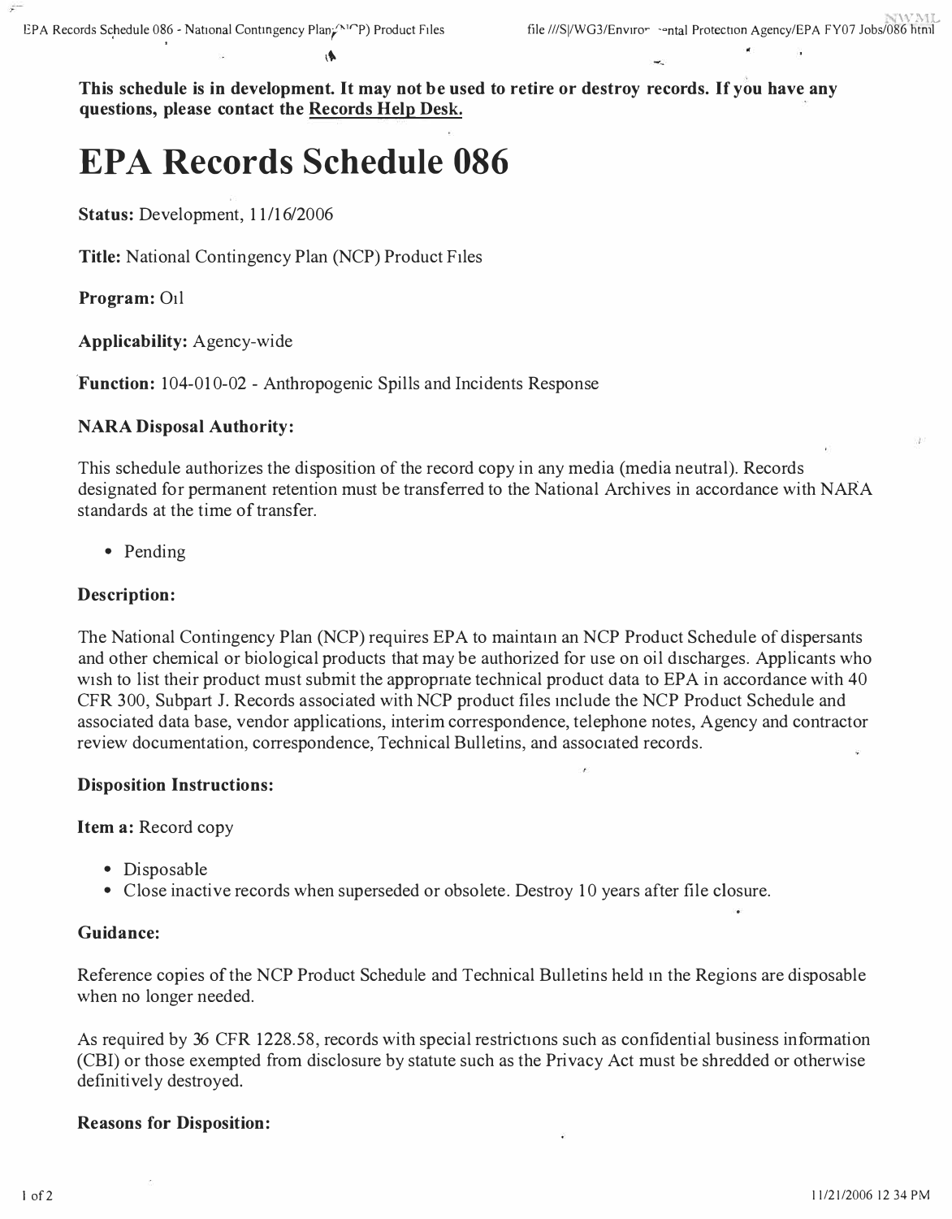**This schedule is in development. It may not be used to retire or destroy records. If you have any questions, please contact the Records Help Desk.**

# EPA Records Schedule 086

**Status:** Development, 11/16/2006

**Title:** National Contingency Plan (NCP) Product Files

**Program:** Oil

**Applicability:** Agency-wide

**Function:** 104-010-02 - Anthropogenic Spills and Incidents Response

### NARA Disposal Authority:

This schedule authorizes the disposition of the record copy in any media (media neutral). Records designated for permanent retention must be transferred to the National Archives in accordance with NARA standards at the time of transfer.

- Pending

### Description:

The National Contingency Plan (NCP) requires EPA to maintain an NCP Product Schedule of dispersants and other chemical or biological products that may be authorized for use on oil discharges. Applicants who wish to list their product must submit the appropriate technical product data to EPA in accordance with 40 CFR 300, Subpart J. Records associated with NCP product files include the NCP Product Schedule and associated data base, vendor applications, interim correspondence, telephone notes, Agency and contractor review documentation, correspondence, Technical Bulletins, and associated records.

### Disposition Instructions:

**Item a:** Record copy

- Disposable
- Close inactive records when superseded or obsolete. Destroy 10 years after file closure.

### Guidance:

Reference copies of the NCP Product Schedule and Technical Bulletins held in the Regions are disposable when no longer needed.

As required by 36 CFR 1228.58, records with special restrictions such as confidential business information (CBI) or those exempted from disclosure by statute such as the Privacy Act must be shredded or otherwise definitively destroyed.

### Reasons for Disposition: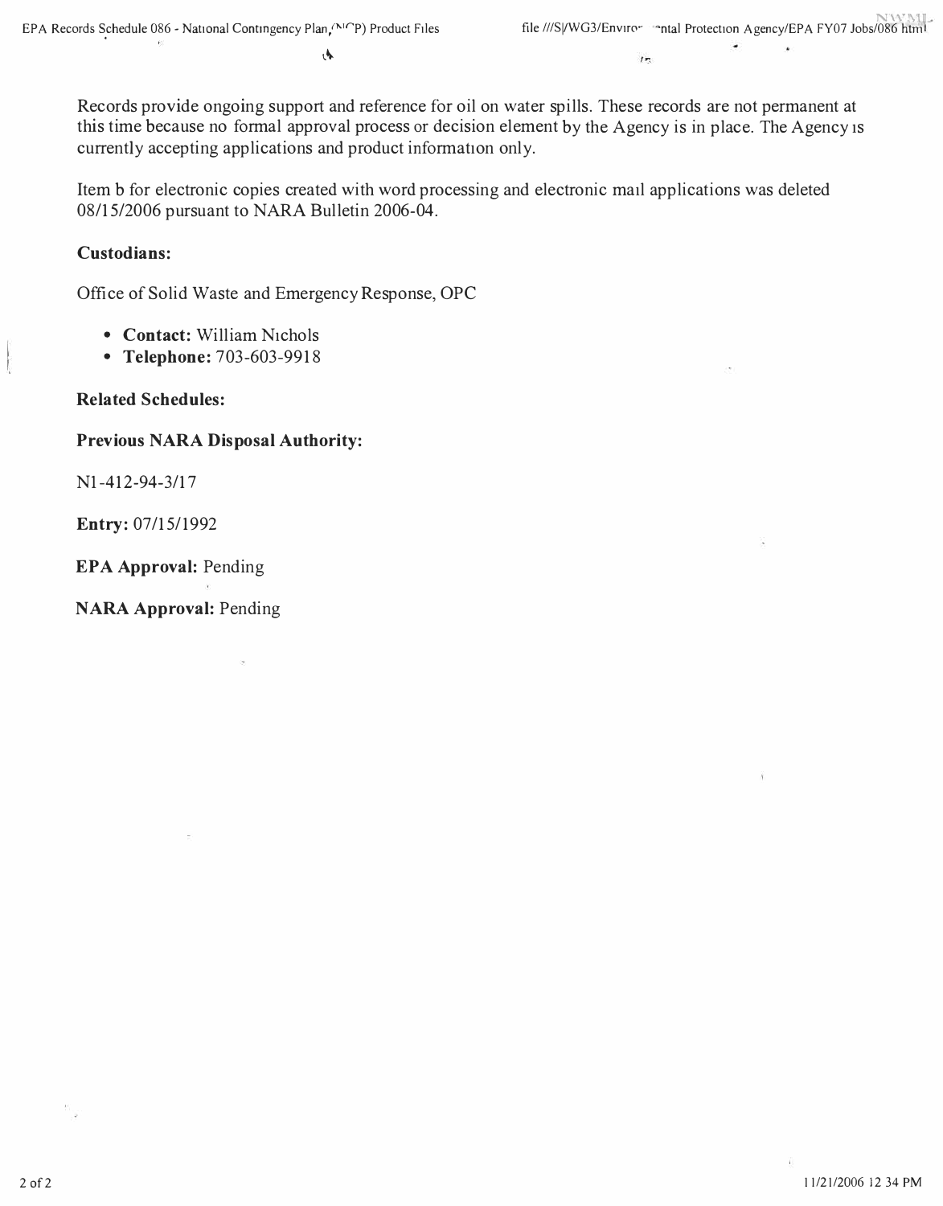Records provide ongoing support and reference for oil on water spills. These records are not permanent at this time because no formal approval process or decision element by the Agency is in place. The Agency is currently accepting applications and product information only.

Item b for electronic copies created with word processing and electronic mail applications was deleted 08/15/2006 pursuant to NARA Bulletin 2006-04.

**Custodians:**

Office of Solid Waste and Emergency Response, OPC

- **Contact:** William Nichols
- **Telephone:** 703-603-9918

**Related Schedules:**

**Previous NARA Disposal Authority:**

N1-412-94-3/17

**Entry:** 07/15/1992

**EPA Approval:** Pending

**NARA Approval:** Pending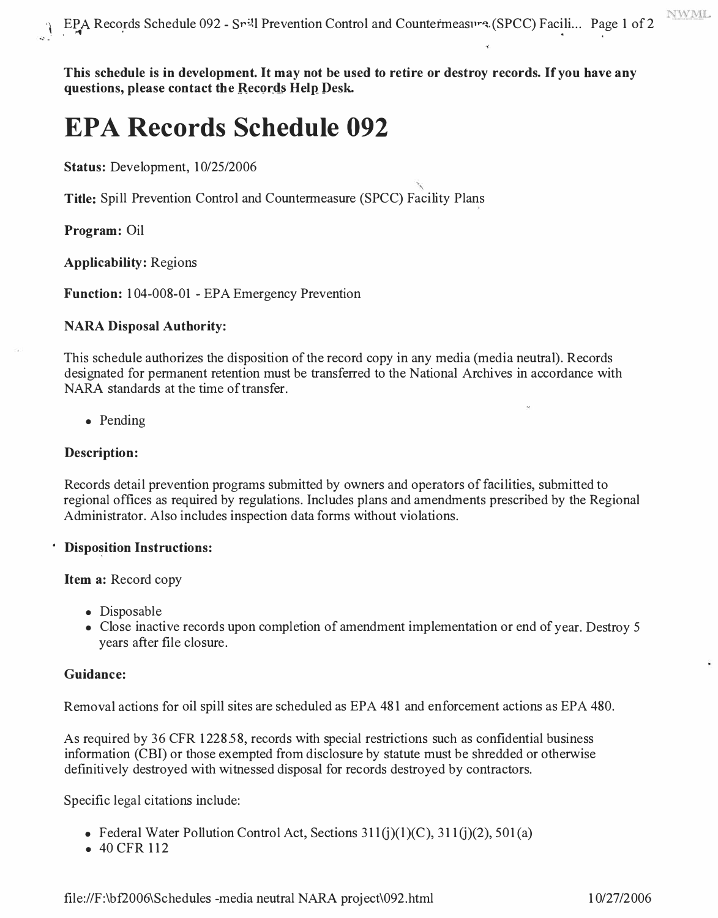**This schedule is in development. It may not be used to retire or destroy records. If you have any questions, please contact the Records Help Desk.**

# EPA Records Schedule 092

**Status:** Development, 10/25/2006

**Title:** Spill Prevention Control and Countermeasure (SPCC) Facility Plans

**Program:** Oil

**Applicability:** Regions

**Function:** 104-008-01 - EPA Emergency Prevention

**NARA Disposal Authority:**

This schedule authorizes the disposition of the record copy in any media (media neutral). Records designated for permanent retention must be transferred to the National Archives in accordance with NARA standards at the time of transfer.

- Pending

**Description:**

Records detail prevention programs submitted by owners and operators of facilities, submitted to regional offices as required by regulations. Includes plans and amendments prescribed by the Regional Administrator. Also includes inspection data forms without violations.

**Disposition Instructions:**

**Item a:** Record copy

- Disposable
- Close inactive records upon completion of amendment implementation or end of year. Destroy 5 years after file closure.

**Guidance:**

Removal actions for oil spill sites are scheduled as EPA 481 and enforcement actions as EPA 480.

As required by 36 CFR 1228.58, records with special restrictions such as confidential business information (CBI) or those exempted from disclosure by statute must be shredded or otherwise definitively destroyed with witnessed disposal for records destroyed by contractors.

Specific legal citations include:

- Federal Water Pollution Control Act, Sections 311(j)(1)(C), 311(j)(2), 501(a)
- 40 CFR 112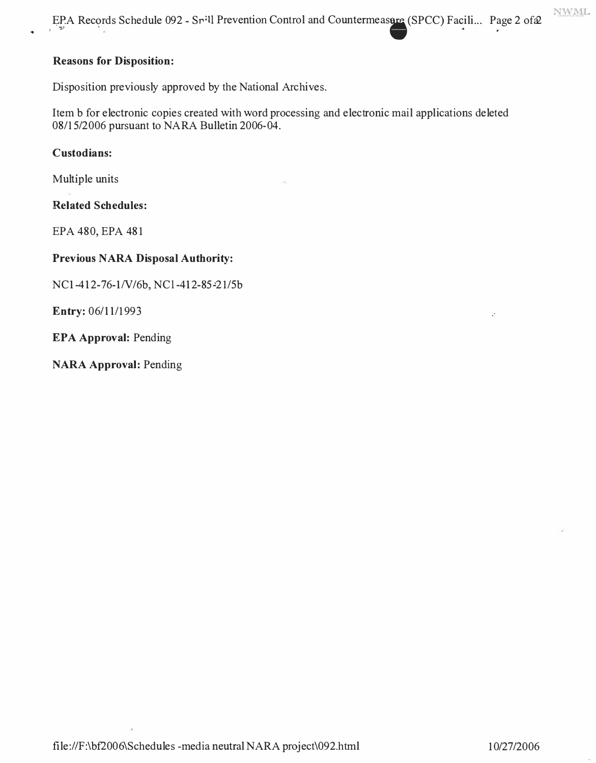**Reasons for Disposition:**

Disposition previously approved by the National Archives.

Item b for electronic copies created with word processing and electronic mail applications deleted 08/15/2006 pursuant to NARA Bulletin 2006-04.

**Custodians:**

Multiple units

**Related Schedules:**

EPA 480, EPA 481

**Previous NARA Disposal Authority:**

NC1-412-76-1/V/6b, NC1-412-85-21/5b

**Entry:** 06/11/1993

**EPA Approval:** Pending

**NARA Approval:** Pending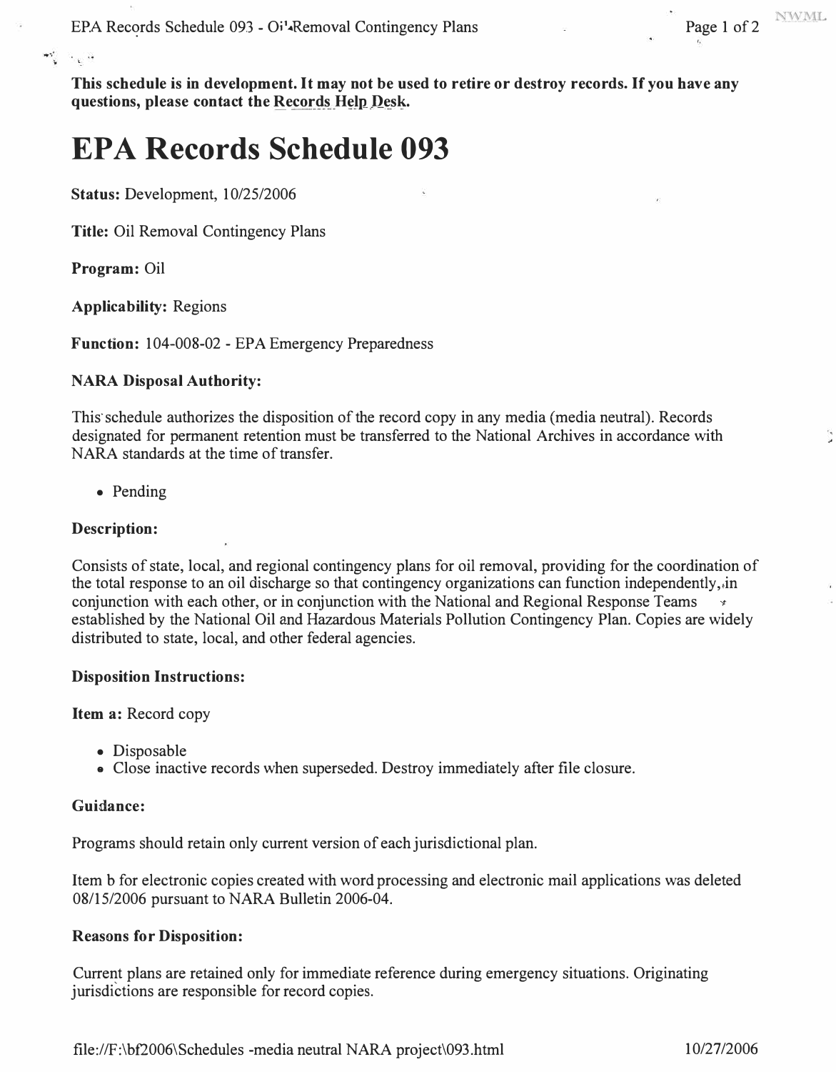**This schedule is in development. It may not be used to retire or destroy records. If you have any questions, please contact the Records Help Desk.**

# EPA Records Schedule 093

**Status:** Development, 10/25/2006

**Title:** Oil Removal Contingency Plans

**Program:** Oil

**Applicability:** Regions

**Function:** 104-008-02 - EPA Emergency Preparedness

**NARA Disposal Authority:**

This schedule authorizes the disposition of the record copy in any media (media neutral). Records designated for permanent retention must be transferred to the National Archives in accordance with NARA standards at the time of transfer.

- Pending

**Description:**

Consists of state, local, and regional contingency plans for oil removal, providing for the coordination of the total response to an oil discharge so that contingency organizations can function independently, in conjunction with each other, or in conjunction with the National and Regional Response Teams established by the National Oil and Hazardous Materials Pollution Contingency Plan. Copies are widely distributed to state, local, and other federal agencies.

**Disposition Instructions:**

**Item a:** Record copy

- Disposable
- Close inactive records when superseded. Destroy immediately after file closure.

**Guidance:**

Programs should retain only current version of each jurisdictional plan.

Item b for electronic copies created with word processing and electronic mail applications was deleted 08/15/2006 pursuant to NARA Bulletin 2006-04.

**Reasons for Disposition:**

Current plans are retained only for immediate reference during emergency situations. Originating jurisdictions are responsible for record copies.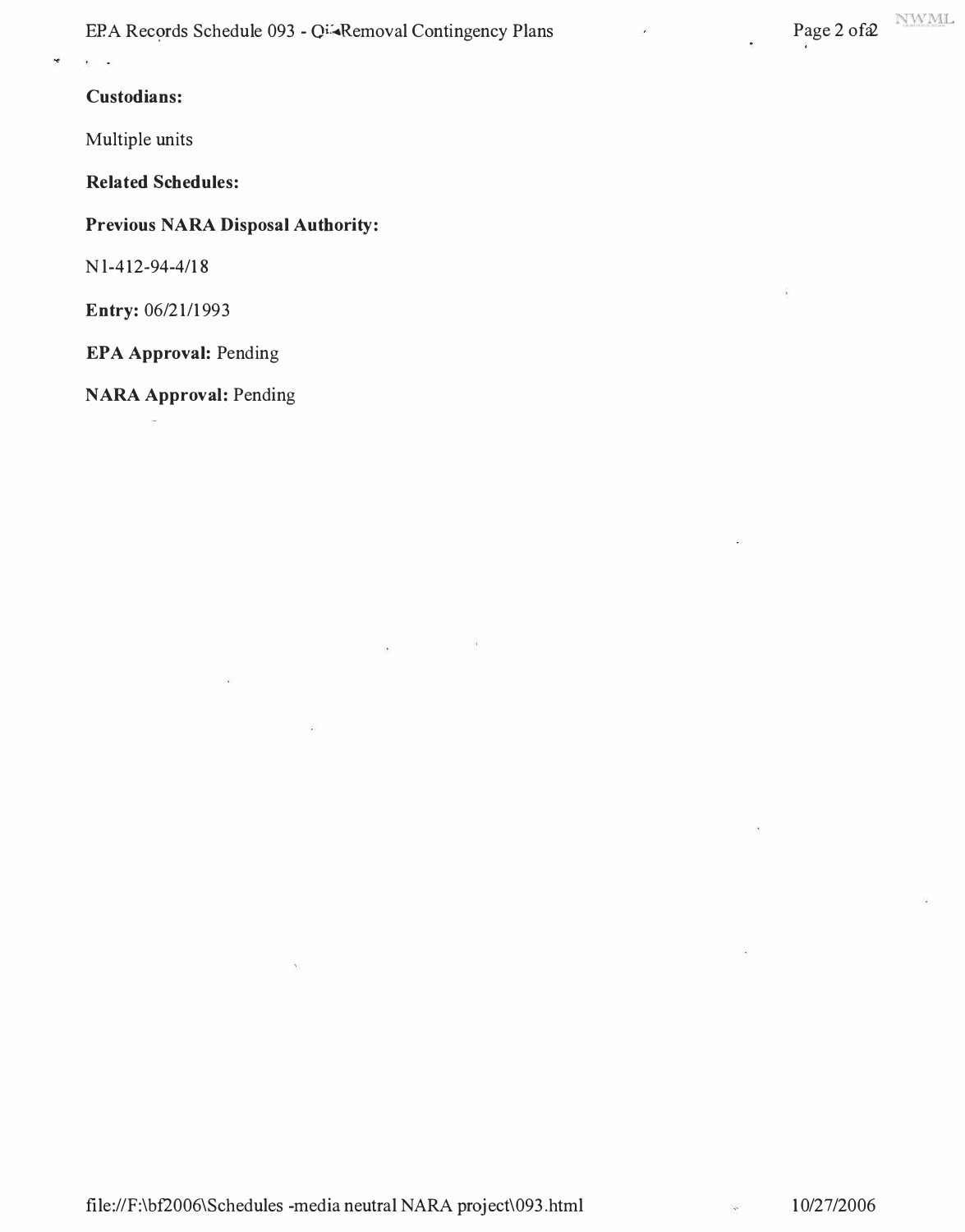**Custodians:**

Multiple units

**Related Schedules:**

**Previous NARA Disposal Authority:**

N1-412-94-4/18

**Entry:** 06/21/1993

**EPA Approval:** Pending

**NARA Approval:** Pending